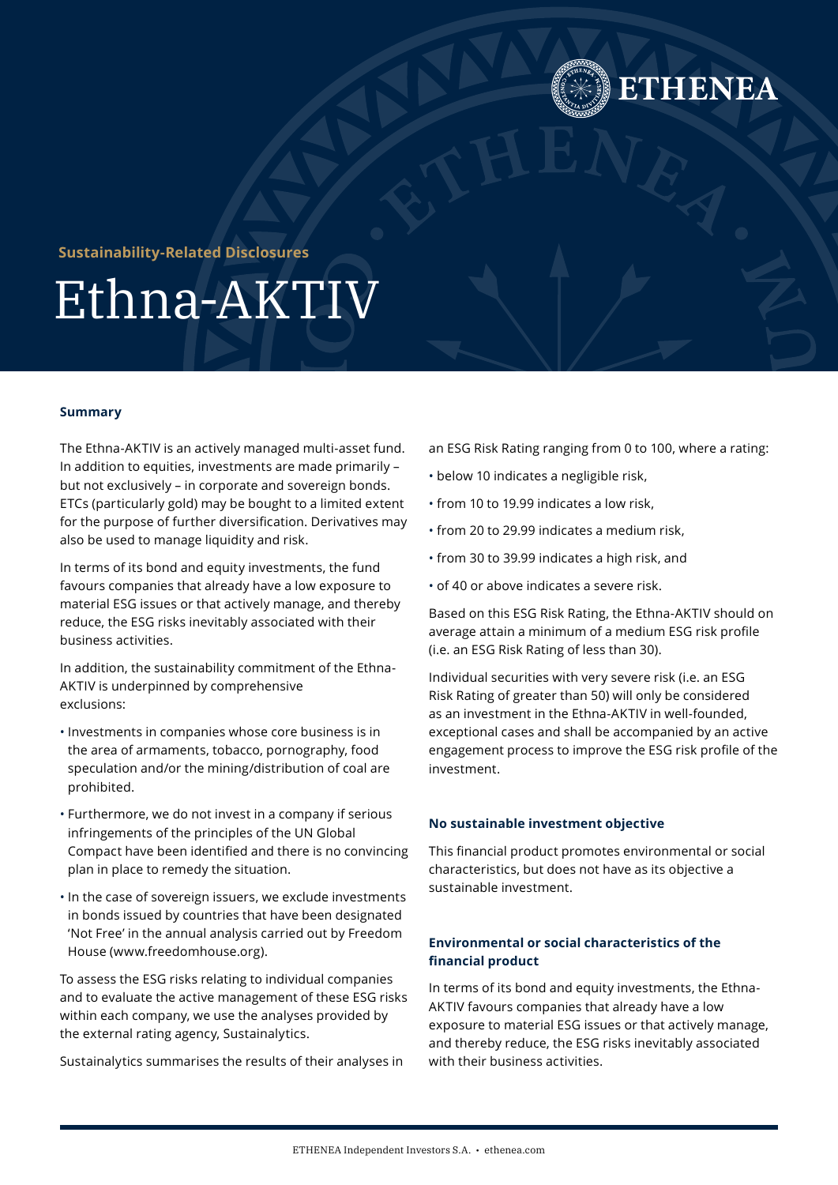Sustainability-Related Disclosures

# Ethna-AKTIV

## Summary

The Ethna-AKTIV is an actively managed multi-asset fund. In addition to equities, investments are made primarily – but not exclusively – in corporate and sovereign bonds. ETCs (particularly gold) may be bought to a limited extent for the purpose of further diversification. Derivatives may also be used to manage liquidity and risk.

In terms of its bond and equity investments, the fund favours companies that already have a low exposure to material ESG issues or that actively manage, and thereby reduce, the ESG risks inevitably associated with their business activities.

In addition, the sustainability commitment of the Ethna-AKTIV is underpinned by comprehensive exclusions:

- Investments in companies whose core business is in the area of armaments, tobacco, pornography, food speculation and/or the mining/distribution of coal are prohibited.
- Furthermore, we do not invest in a company if serious infringements of the principles of the UN Global Compact have been identified and there is no convincing plan in place to remedy the situation.
- In the case of sovereign issuers, we exclude investments in bonds issued by countries that have been designated 'Not Free' in the annual analysis carried out by Freedom House (www.freedomhouse.org).

To assess the ESG risks relating to individual companies and to evaluate the active management of these ESG risks within each company, we use the analyses provided by the external rating agency, Sustainalytics.

Sustainalytics summarises the results of their analyses in an ESG Risk Rating ranging from 0 to 100, where a rating:

- below 10 indicates a negligible risk,
- from 10 to 19.99 indicates a low risk,
- from 20 to 29.99 indicates a medium risk,
- from 30 to 39.99 indicates a high risk, and
- of 40 or above indicates a severe risk.

Based on this ESG Risk Rating, the Ethna-AKTIV should on average attain a minimum of a medium ESG risk profile (i.e. an ESG Risk Rating of less than 30).

Individual securities with very severe risk (i.e. an ESG Risk Rating of greater than 50) will only be considered as an investment in the Ethna-AKTIV in well-founded, exceptional cases and shall be accompanied by an active engagement process to improve the ESG risk profile of the investment.

## No sustainable investment objective

This financial product promotes environmental or social characteristics, but does not have as its objective a sustainable investment.

## Environmental or social characteristics of the financial product

In terms of its bond and equity investments, the Ethna-AKTIV favours companies that already have a low exposure to material ESG issues or that actively manage, and thereby reduce, the ESG risks inevitably associated with their business activities.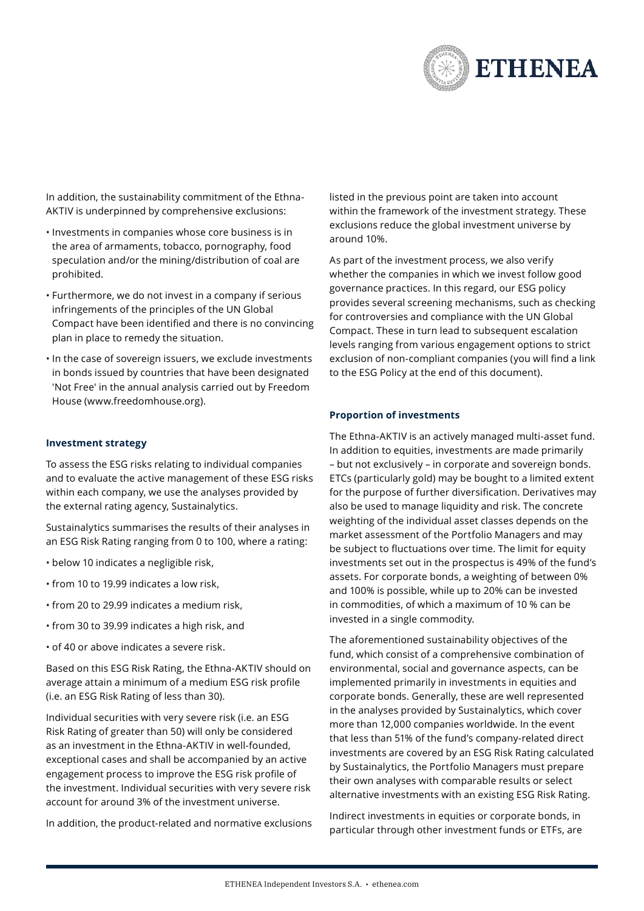In addition, the sustainability commitment of the Ethna-AKTIV is underpinned by comprehensive exclusions:

- Investments in companies whose core business is in the area of armaments, tobacco, pornography, food speculation and/or the mining/distribution of coal are prohibited.
- Furthermore, we do not invest in a company if serious infringements of the principles of the UN Global Compact have been identified and there is no convincing plan in place to remedy the situation.
- In the case of sovereign issuers, we exclude investments in bonds issued by countries that have been designated 'Not Free' in the annual analysis carried out by Freedom House (www.freedomhouse.org).

**Investment strategy**

To assess the ESG risks relating to individual companies and to evaluate the active management of these ESG risks within each company, we use the analyses provided by the external rating agency, Sustainalytics.

Sustainalytics summarises the results of their analyses in an ESG Risk Rating ranging from 0 to 100, where a rating:

- below 10 indicates a negligible risk,
- from 10 to 19.99 indicates a low risk,
- from 20 to 29.99 indicates a medium risk,
- from 30 to 39.99 indicates a high risk, and
- of 40 or above indicates a severe risk.

Based on this ESG Risk Rating, the Ethna-AKTIV should on average attain a minimum of a medium ESG risk profile (i.e. an ESG Risk Rating of less than 30).

Individual securities with very severe risk (i.e. an ESG Risk Rating of greater than 50) will only be considered as an investment in the Ethna-AKTIV in well-founded, exceptional cases and shall be accompanied by an active engagement process to improve the ESG risk profile of the investment. Individual securities with very severe risk account for around 3% of the investment universe.

In addition, the product-related and normative exclusions listed in the previous point are taken into account within the framework of the investment strategy. These exclusions reduce the global investment universe by around 10%.

As part of the investment process, we also verify whether the companies in which we invest follow good governance practices. In this regard, our ESG policy provides several screening mechanisms, such as checking for controversies and compliance with the UN Global Compact. These in turn lead to subsequent escalation levels ranging from various engagement options to strict exclusion of non-compliant companies (you will find a link to the ESG Policy at the end of this document).

**Proportion of investments**

The Ethna-AKTIV is an actively managed multi-asset fund. In addition to equities, investments are made primarily – but not exclusively – in corporate and sovereign bonds. ETCs (particularly gold) may be bought to a limited extent for the purpose of further diversification. Derivatives may also be used to manage liquidity and risk. The concrete weighting of the individual asset classes depends on the market assessment of the Portfolio Managers and may be subject to fluctuations over time. The limit for equity investments set out in the prospectus is 49% of the fund's assets. For corporate bonds, a weighting of between 0% and 100% is possible, while up to 20% can be invested in commodities, of which a maximum of 10 % can be invested in a single commodity.

The aforementioned sustainability objectives of the fund, which consist of a comprehensive combination of environmental, social and governance aspects, can be implemented primarily in investments in equities and corporate bonds. Generally, these are well represented in the analyses provided by Sustainalytics, which cover more than 12,000 companies worldwide. In the event that less than 51% of the fund's company-related direct investments are covered by an ESG Risk Rating calculated by Sustainalytics, the Portfolio Managers must prepare their own analyses with comparable results or select alternative investments with an existing ESG Risk Rating.

Indirect investments in equities or corporate bonds, in particular through other investment funds or ETFs, are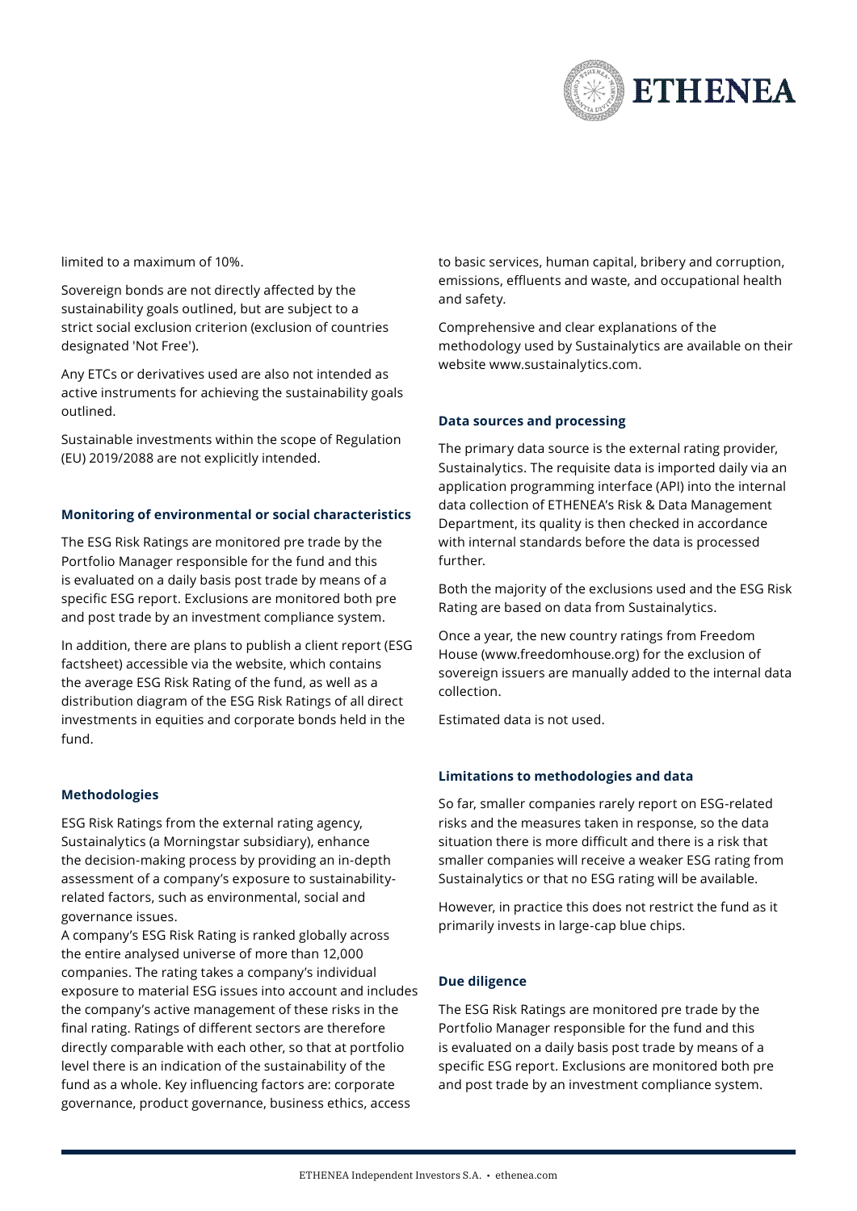limited to a maximum of 10%.

Sovereign bonds are not directly affected by the sustainability goals outlined, but are subject to a strict social exclusion criterion (exclusion of countries designated 'Not Free').

Any ETCs or derivatives used are also not intended as active instruments for achieving the sustainability goals outlined.

Sustainable investments within the scope of Regulation (EU) 2019/2088 are not explicitly intended.

### Monitoring of environmental or social characteristics

The ESG Risk Ratings are monitored pre trade by the Portfolio Manager responsible for the fund and this is evaluated on a daily basis post trade by means of a specific ESG report. Exclusions are monitored both pre and post trade by an investment compliance system.

In addition, there are plans to publish a client report (ESG factsheet) accessible via the website, which contains the average ESG Risk Rating of the fund, as well as a distribution diagram of the ESG Risk Ratings of all direct investments in equities and corporate bonds held in the fund.

### Methodologies

ESG Risk Ratings from the external rating agency, Sustainalytics (a Morningstar subsidiary), enhance the decision-making process by providing an in-depth assessment of a company's exposure to sustainability-related factors, such as environmental, social and governance issues.
A company's ESG Risk Rating is ranked globally across the entire analysed universe of more than 12,000 companies. The rating takes a company's individual exposure to material ESG issues into account and includes the company's active management of these risks in the final rating. Ratings of different sectors are therefore directly comparable with each other, so that at portfolio level there is an indication of the sustainability of the fund as a whole. Key influencing factors are: corporate governance, product governance, business ethics, access to basic services, human capital, bribery and corruption, emissions, effluents and waste, and occupational health and safety.

Comprehensive and clear explanations of the methodology used by Sustainalytics are available on their website www.sustainalytics.com.

### Data sources and processing

The primary data source is the external rating provider, Sustainalytics. The requisite data is imported daily via an application programming interface (API) into the internal data collection of ETHENEA's Risk & Data Management Department, its quality is then checked in accordance with internal standards before the data is processed further.

Both the majority of the exclusions used and the ESG Risk Rating are based on data from Sustainalytics.

Once a year, the new country ratings from Freedom House (www.freedomhouse.org) for the exclusion of sovereign issuers are manually added to the internal data collection.

Estimated data is not used.

### Limitations to methodologies and data

So far, smaller companies rarely report on ESG-related risks and the measures taken in response, so the data situation there is more difficult and there is a risk that smaller companies will receive a weaker ESG rating from Sustainalytics or that no ESG rating will be available.

However, in practice this does not restrict the fund as it primarily invests in large-cap blue chips.

### Due diligence

The ESG Risk Ratings are monitored pre trade by the Portfolio Manager responsible for the fund and this is evaluated on a daily basis post trade by means of a specific ESG report. Exclusions are monitored both pre and post trade by an investment compliance system.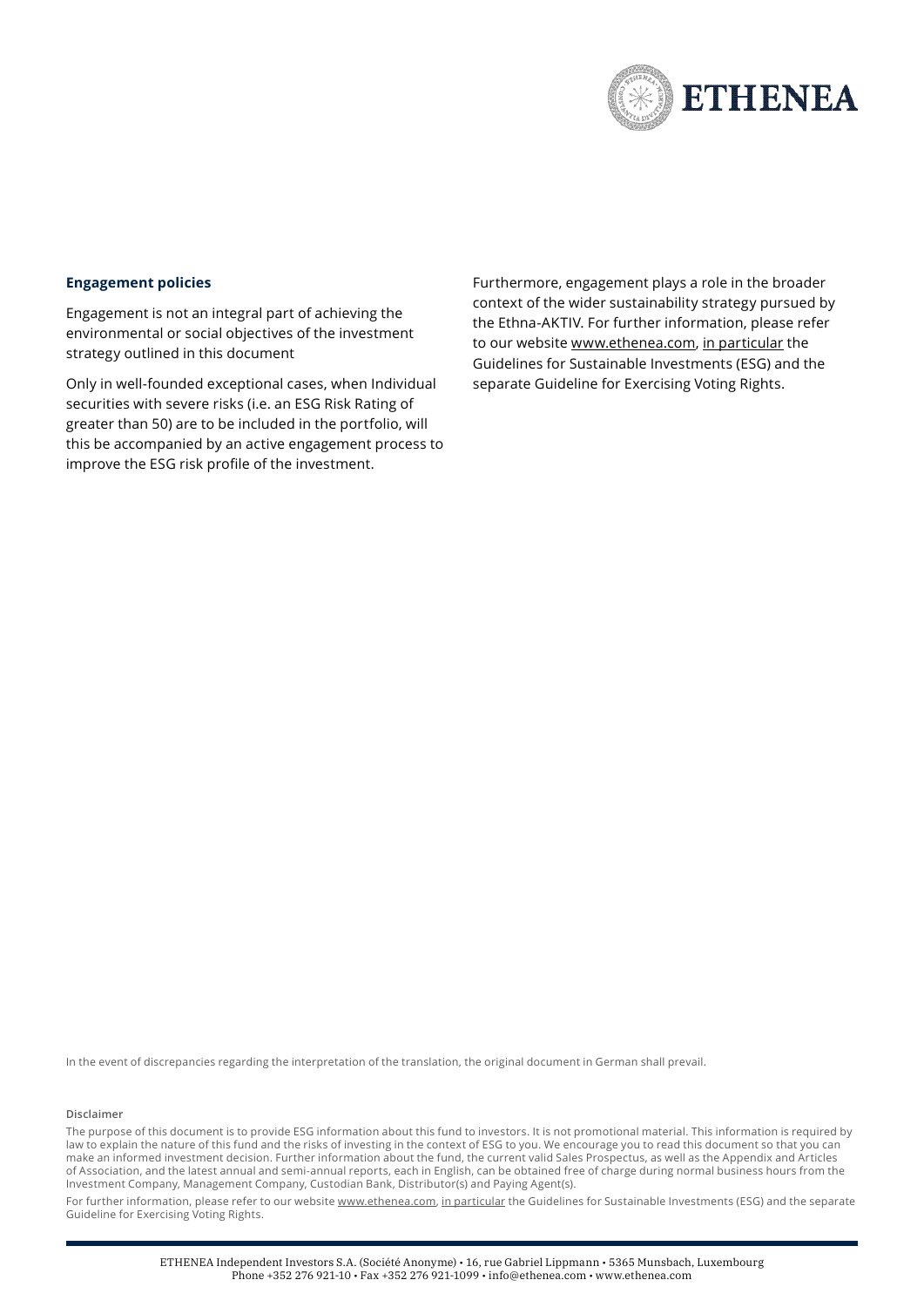**Engagement policies**

Engagement is not an integral part of achieving the environmental or social objectives of the investment strategy outlined in this document

Only in well-founded exceptional cases, when Individual securities with severe risks (i.e. an ESG Risk Rating of greater than 50) are to be included in the portfolio, will this be accompanied by an active engagement process to improve the ESG risk profile of the investment.

Furthermore, engagement plays a role in the broader context of the wider sustainability strategy pursued by the Ethna-AKTIV. For further information, please refer to our website www.ethenea.com, in particular the Guidelines for Sustainable Investments (ESG) and the separate Guideline for Exercising Voting Rights.

In the event of discrepancies regarding the interpretation of the translation, the original document in German shall prevail.

**Disclaimer**

The purpose of this document is to provide ESG information about this fund to investors. It is not promotional material. This information is required by law to explain the nature of this fund and the risks of investing in the context of ESG to you. We encourage you to read this document so that you can make an informed investment decision. Further information about the fund, the current valid Sales Prospectus, as well as the Appendix and Articles of Association, and the latest annual and semi-annual reports, each in English, can be obtained free of charge during normal business hours from the Investment Company, Management Company, Custodian Bank, Distributor(s) and Paying Agent(s).

For further information, please refer to our website www.ethenea.com, in particular the Guidelines for Sustainable Investments (ESG) and the separate Guideline for Exercising Voting Rights.

ETHENEA Independent Investors S.A. (Société Anonyme) • 16, rue Gabriel Lippmann • 5365 Munsbach, Luxembourg
Phone +352 276 921-10 • Fax +352 276 921-1099 • info@ethenea.com • www.ethenea.com